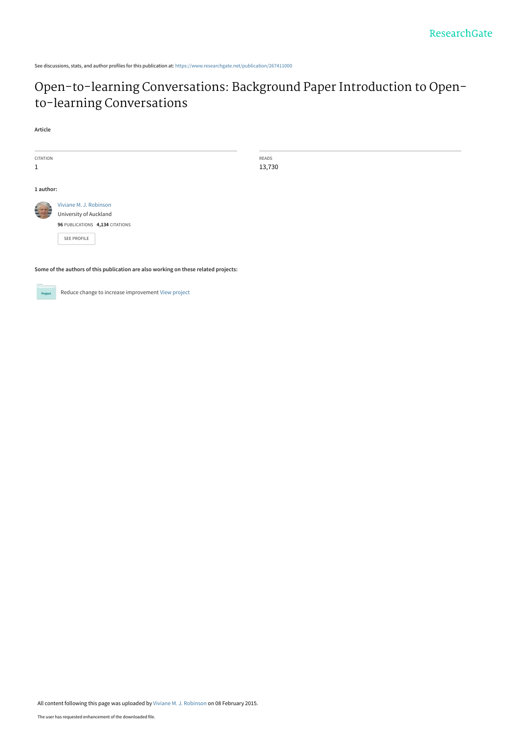See discussions, stats, and author profiles for this publication at: https://www.researchgate.net/publication/267411000

# Open-to-learning Conversations: Background Paper Introduction to Open-to-learning Conversations

**Article**

| CITATION | READS |
|---|---|
| 1 | 13,730 |

**1 author:**

Viviane M. J. Robinson
University of Auckland
**96** PUBLICATIONS **4,134** CITATIONS

SEE PROFILE

**Some of the authors of this publication are also working on these related projects:**

Reduce change to increase improvement View project

All content following this page was uploaded by Viviane M. J. Robinson on 08 February 2015.

The user has requested enhancement of the downloaded file.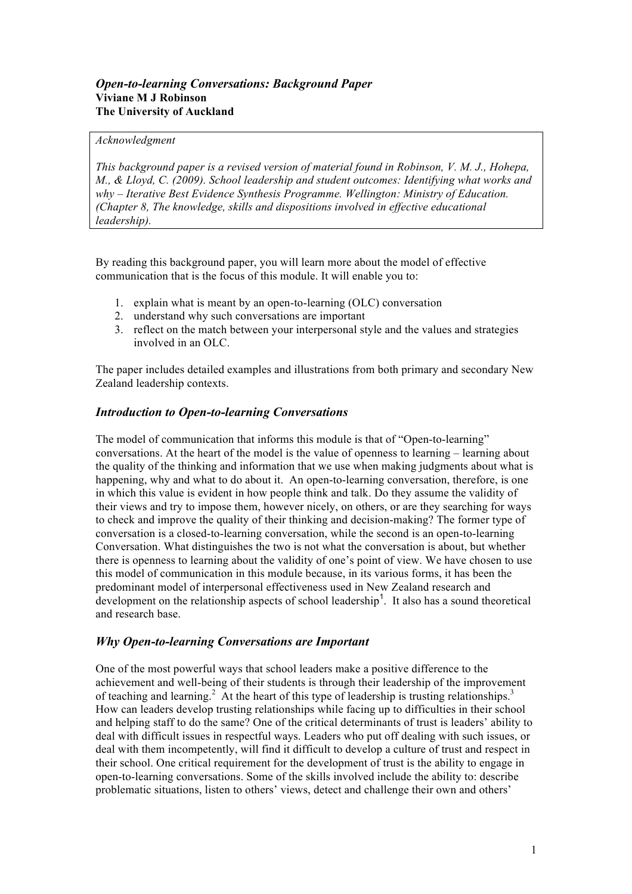*Open-to-learning Conversations: Background Paper*
**Viviane M J Robinson**
**The University of Auckland**

> *Acknowledgment*
>
> *This background paper is a revised version of material found in Robinson, V. M. J., Hohepa, M., & Lloyd, C. (2009). School leadership and student outcomes: Identifying what works and why – Iterative Best Evidence Synthesis Programme. Wellington: Ministry of Education. (Chapter 8, The knowledge, skills and dispositions involved in effective educational leadership).*

By reading this background paper, you will learn more about the model of effective communication that is the focus of this module. It will enable you to:

1. explain what is meant by an open-to-learning (OLC) conversation
2. understand why such conversations are important
3. reflect on the match between your interpersonal style and the values and strategies involved in an OLC.

The paper includes detailed examples and illustrations from both primary and secondary New Zealand leadership contexts.

## *Introduction to Open-to-learning Conversations*

The model of communication that informs this module is that of "Open-to-learning" conversations. At the heart of the model is the value of openness to learning – learning about the quality of the thinking and information that we use when making judgments about what is happening, why and what to do about it. An open-to-learning conversation, therefore, is one in which this value is evident in how people think and talk. Do they assume the validity of their views and try to impose them, however nicely, on others, or are they searching for ways to check and improve the quality of their thinking and decision-making? The former type of conversation is a closed-to-learning conversation, while the second is an open-to-learning Conversation. What distinguishes the two is not what the conversation is about, but whether there is openness to learning about the validity of one's point of view. We have chosen to use this model of communication in this module because, in its various forms, it has been the predominant model of interpersonal effectiveness used in New Zealand research and development on the relationship aspects of school leadership[1]. It also has a sound theoretical and research base.

## *Why Open-to-learning Conversations are Important*

One of the most powerful ways that school leaders make a positive difference to the achievement and well-being of their students is through their leadership of the improvement of teaching and learning.[2] At the heart of this type of leadership is trusting relationships.[3] How can leaders develop trusting relationships while facing up to difficulties in their school and helping staff to do the same? One of the critical determinants of trust is leaders' ability to deal with difficult issues in respectful ways. Leaders who put off dealing with such issues, or deal with them incompetently, will find it difficult to develop a culture of trust and respect in their school. One critical requirement for the development of trust is the ability to engage in open-to-learning conversations. Some of the skills involved include the ability to: describe problematic situations, listen to others' views, detect and challenge their own and others'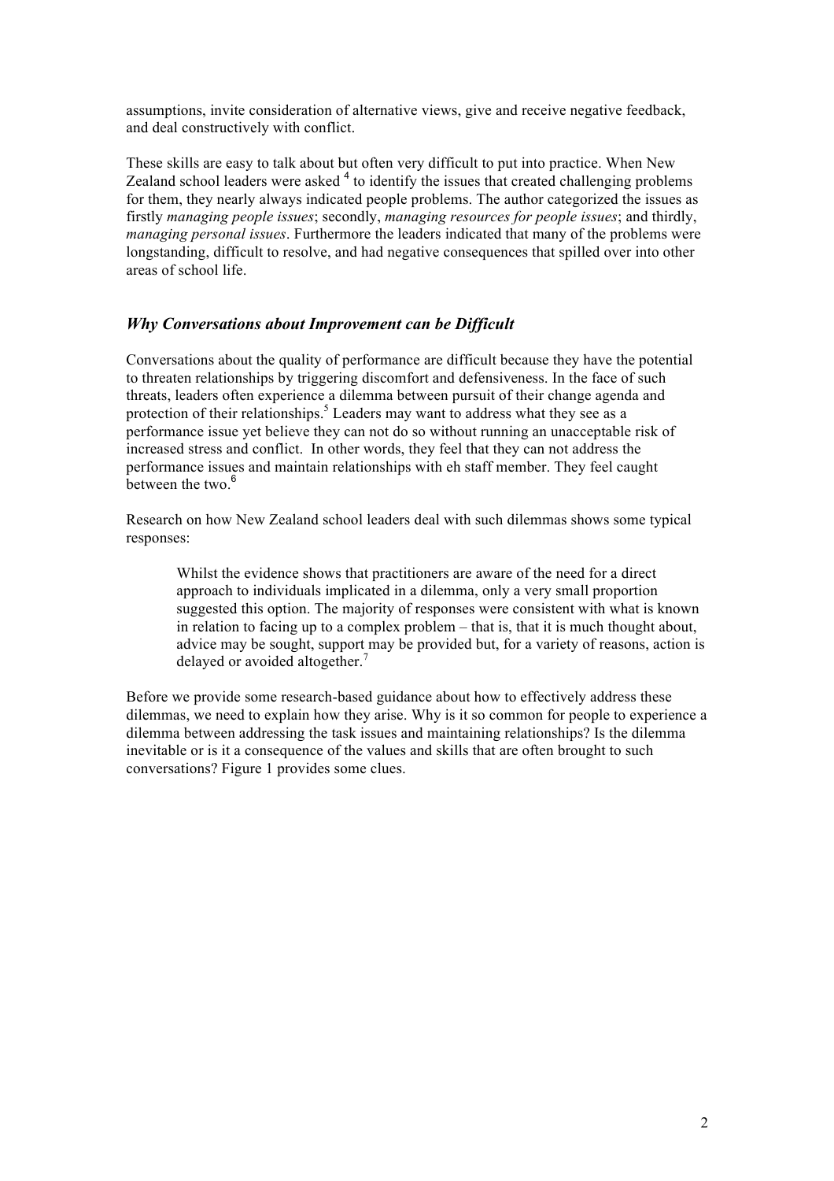assumptions, invite consideration of alternative views, give and receive negative feedback, and deal constructively with conflict.

These skills are easy to talk about but often very difficult to put into practice. When New Zealand school leaders were asked [4] to identify the issues that created challenging problems for them, they nearly always indicated people problems. The author categorized the issues as firstly *managing people issues*; secondly, *managing resources for people issues*; and thirdly, *managing personal issues*. Furthermore the leaders indicated that many of the problems were longstanding, difficult to resolve, and had negative consequences that spilled over into other areas of school life.

### *Why Conversations about Improvement can be Difficult*

Conversations about the quality of performance are difficult because they have the potential to threaten relationships by triggering discomfort and defensiveness. In the face of such threats, leaders often experience a dilemma between pursuit of their change agenda and protection of their relationships.[5] Leaders may want to address what they see as a performance issue yet believe they can not do so without running an unacceptable risk of increased stress and conflict. In other words, they feel that they can not address the performance issues and maintain relationships with eh staff member. They feel caught between the two.[6]

Research on how New Zealand school leaders deal with such dilemmas shows some typical responses:

> Whilst the evidence shows that practitioners are aware of the need for a direct approach to individuals implicated in a dilemma, only a very small proportion suggested this option. The majority of responses were consistent with what is known in relation to facing up to a complex problem – that is, that it is much thought about, advice may be sought, support may be provided but, for a variety of reasons, action is delayed or avoided altogether.[7]

Before we provide some research-based guidance about how to effectively address these dilemmas, we need to explain how they arise. Why is it so common for people to experience a dilemma between addressing the task issues and maintaining relationships? Is the dilemma inevitable or is it a consequence of the values and skills that are often brought to such conversations? Figure 1 provides some clues.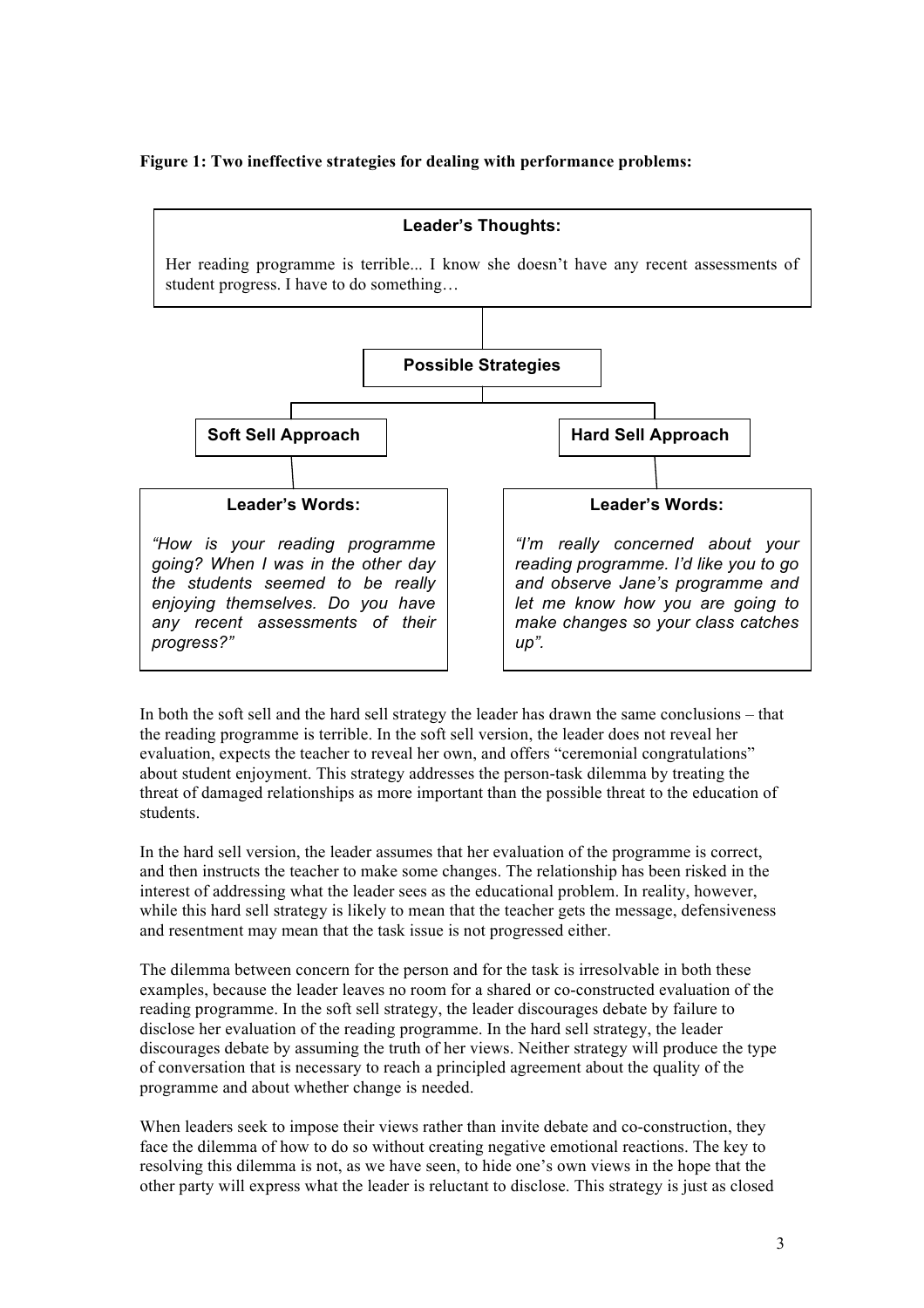**Figure 1: Two ineffective strategies for dealing with performance problems:**

**Leader's Thoughts:**

Her reading programme is terrible... I know she doesn't have any recent assessments of student progress. I have to do something…

**Possible Strategies**

**Soft Sell Approach**

**Leader's Words:**

*"How is your reading programme going? When I was in the other day the students seemed to be really enjoying themselves. Do you have any recent assessments of their progress?"*

**Hard Sell Approach**

**Leader's Words:**

*"I'm really concerned about your reading programme. I'd like you to go and observe Jane's programme and let me know how you are going to make changes so your class catches up".*

In both the soft sell and the hard sell strategy the leader has drawn the same conclusions – that the reading programme is terrible. In the soft sell version, the leader does not reveal her evaluation, expects the teacher to reveal her own, and offers "ceremonial congratulations" about student enjoyment. This strategy addresses the person-task dilemma by treating the threat of damaged relationships as more important than the possible threat to the education of students.

In the hard sell version, the leader assumes that her evaluation of the programme is correct, and then instructs the teacher to make some changes. The relationship has been risked in the interest of addressing what the leader sees as the educational problem. In reality, however, while this hard sell strategy is likely to mean that the teacher gets the message, defensiveness and resentment may mean that the task issue is not progressed either.

The dilemma between concern for the person and for the task is irresolvable in both these examples, because the leader leaves no room for a shared or co-constructed evaluation of the reading programme. In the soft sell strategy, the leader discourages debate by failure to disclose her evaluation of the reading programme. In the hard sell strategy, the leader discourages debate by assuming the truth of her views. Neither strategy will produce the type of conversation that is necessary to reach a principled agreement about the quality of the programme and about whether change is needed.

When leaders seek to impose their views rather than invite debate and co-construction, they face the dilemma of how to do so without creating negative emotional reactions. The key to resolving this dilemma is not, as we have seen, to hide one's own views in the hope that the other party will express what the leader is reluctant to disclose. This strategy is just as closed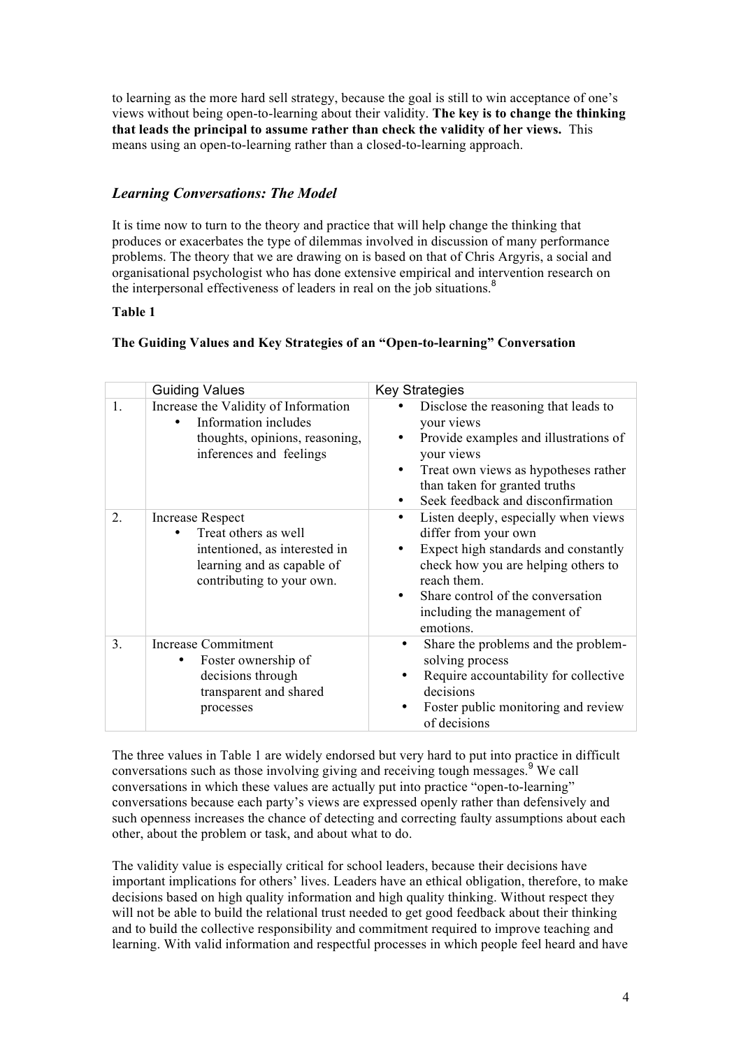to learning as the more hard sell strategy, because the goal is still to win acceptance of one's views without being open-to-learning about their validity. **The key is to change the thinking that leads the principal to assume rather than check the validity of her views.** This means using an open-to-learning rather than a closed-to-learning approach.

### *Learning Conversations: The Model*

It is time now to turn to the theory and practice that will help change the thinking that produces or exacerbates the type of dilemmas involved in discussion of many performance problems. The theory that we are drawing on is based on that of Chris Argyris, a social and organisational psychologist who has done extensive empirical and intervention research on the interpersonal effectiveness of leaders in real on the job situations.[8]

**Table 1**

**The Guiding Values and Key Strategies of an "Open-to-learning" Conversation**

| | Guiding Values | Key Strategies |
|---|---|---|
| 1. | Increase the Validity of Information<br>• Information includes thoughts, opinions, reasoning, inferences and feelings | • Disclose the reasoning that leads to your views<br>• Provide examples and illustrations of your views<br>• Treat own views as hypotheses rather than taken for granted truths<br>• Seek feedback and disconfirmation |
| 2. | Increase Respect<br>• Treat others as well intentioned, as interested in learning and as capable of contributing to your own. | • Listen deeply, especially when views differ from your own<br>• Expect high standards and constantly check how you are helping others to reach them.<br>• Share control of the conversation including the management of emotions. |
| 3. | Increase Commitment<br>• Foster ownership of decisions through transparent and shared processes | • Share the problems and the problem-solving process<br>• Require accountability for collective decisions<br>• Foster public monitoring and review of decisions |

The three values in Table 1 are widely endorsed but very hard to put into practice in difficult conversations such as those involving giving and receiving tough messages.[9] We call conversations in which these values are actually put into practice "open-to-learning" conversations because each party's views are expressed openly rather than defensively and such openness increases the chance of detecting and correcting faulty assumptions about each other, about the problem or task, and about what to do.

The validity value is especially critical for school leaders, because their decisions have important implications for others' lives. Leaders have an ethical obligation, therefore, to make decisions based on high quality information and high quality thinking. Without respect they will not be able to build the relational trust needed to get good feedback about their thinking and to build the collective responsibility and commitment required to improve teaching and learning. With valid information and respectful processes in which people feel heard and have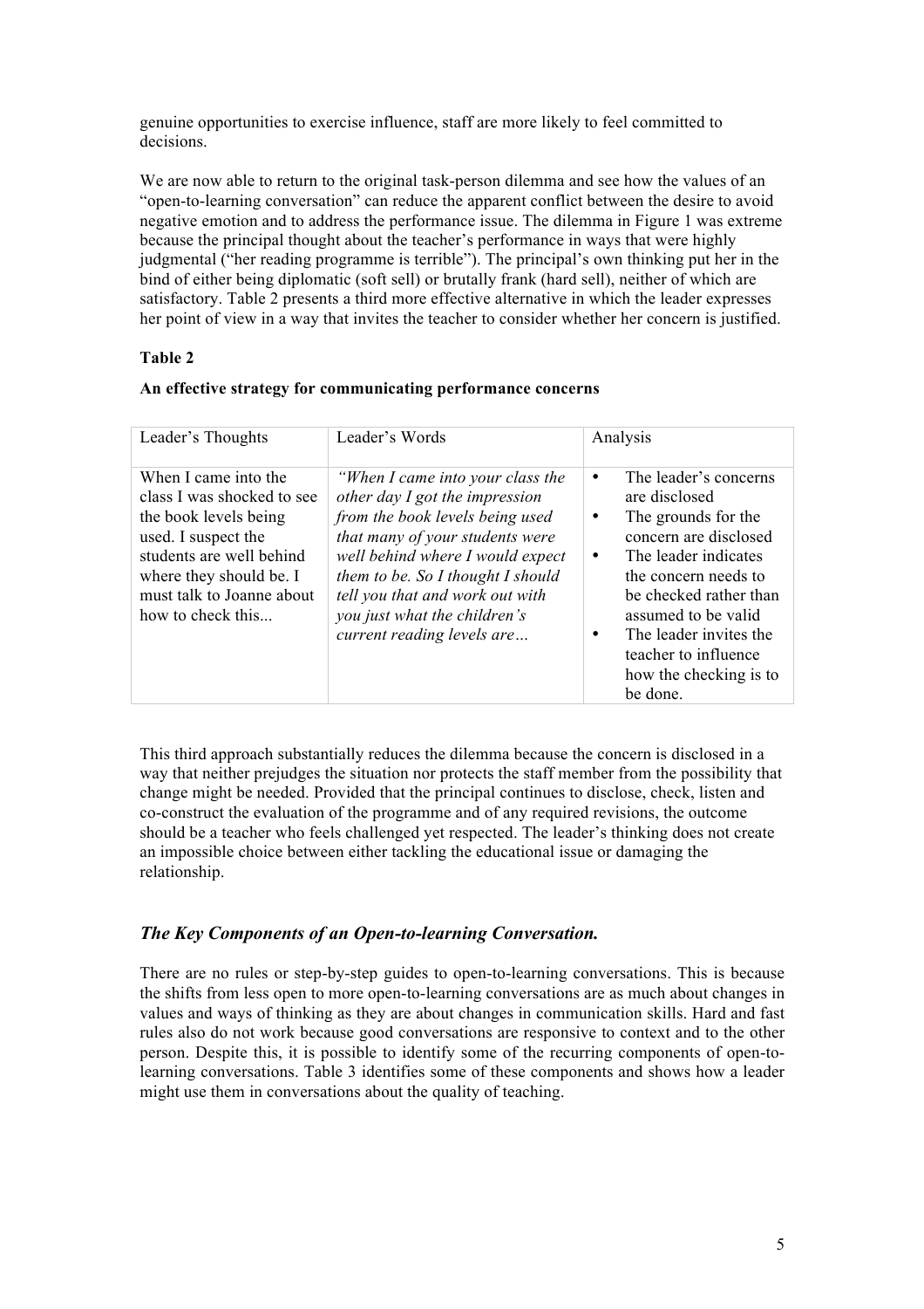genuine opportunities to exercise influence, staff are more likely to feel committed to decisions.

We are now able to return to the original task-person dilemma and see how the values of an "open-to-learning conversation" can reduce the apparent conflict between the desire to avoid negative emotion and to address the performance issue. The dilemma in Figure 1 was extreme because the principal thought about the teacher's performance in ways that were highly judgmental ("her reading programme is terrible"). The principal's own thinking put her in the bind of either being diplomatic (soft sell) or brutally frank (hard sell), neither of which are satisfactory. Table 2 presents a third more effective alternative in which the leader expresses her point of view in a way that invites the teacher to consider whether her concern is justified.

**Table 2**

**An effective strategy for communicating performance concerns**

| Leader's Thoughts | Leader's Words | Analysis |
|---|---|---|
| When I came into the class I was shocked to see the book levels being used. I suspect the students are well behind where they should be. I must talk to Joanne about how to check this... | *"When I came into your class the other day I got the impression from the book levels being used that many of your students were well behind where I would expect them to be. So I thought I should tell you that and work out with you just what the children's current reading levels are…* | • The leader's concerns are disclosed<br>• The grounds for the concern are disclosed<br>• The leader indicates the concern needs to be checked rather than assumed to be valid<br>• The leader invites the teacher to influence how the checking is to be done. |

This third approach substantially reduces the dilemma because the concern is disclosed in a way that neither prejudges the situation nor protects the staff member from the possibility that change might be needed. Provided that the principal continues to disclose, check, listen and co-construct the evaluation of the programme and of any required revisions, the outcome should be a teacher who feels challenged yet respected. The leader's thinking does not create an impossible choice between either tackling the educational issue or damaging the relationship.

## *The Key Components of an Open-to-learning Conversation.*

There are no rules or step-by-step guides to open-to-learning conversations. This is because the shifts from less open to more open-to-learning conversations are as much about changes in values and ways of thinking as they are about changes in communication skills. Hard and fast rules also do not work because good conversations are responsive to context and to the other person. Despite this, it is possible to identify some of the recurring components of open-to-learning conversations. Table 3 identifies some of these components and shows how a leader might use them in conversations about the quality of teaching.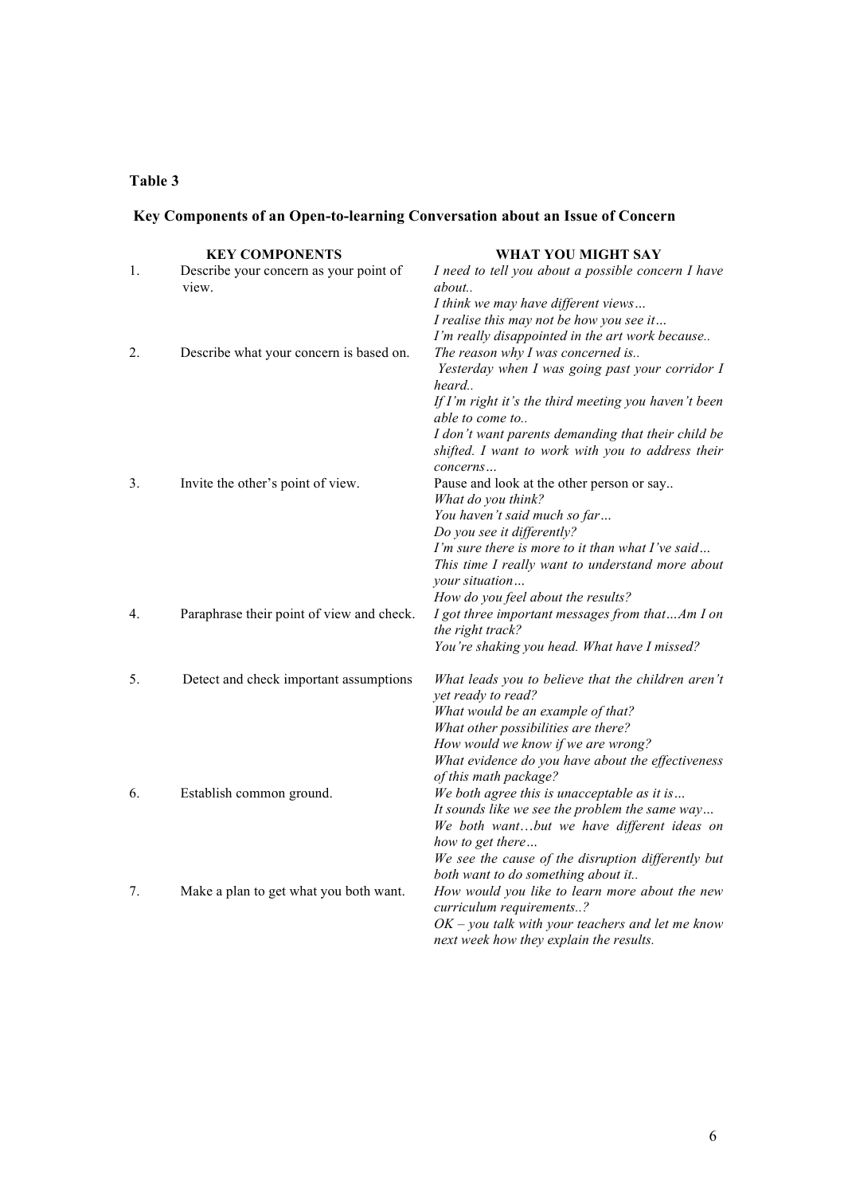**Table 3**

**Key Components of an Open-to-learning Conversation about an Issue of Concern**

| | KEY COMPONENTS | WHAT YOU MIGHT SAY |
|---|---|---|
| 1. | Describe your concern as your point of view. | *I need to tell you about a possible concern I have about..*<br>*I think we may have different views…*<br>*I realise this may not be how you see it…*<br>*I'm really disappointed in the art work because..* |
| 2. | Describe what your concern is based on. | *The reason why I was concerned is..*<br>*Yesterday when I was going past your corridor I heard..*<br>*If I'm right it's the third meeting you haven't been able to come to..*<br>*I don't want parents demanding that their child be shifted. I want to work with you to address their concerns…* |
| 3. | Invite the other's point of view. | Pause and look at the other person or say..<br>*What do you think?*<br>*You haven't said much so far…*<br>*Do you see it differently?*<br>*I'm sure there is more to it than what I've said…*<br>*This time I really want to understand more about your situation…*<br>*How do you feel about the results?* |
| 4. | Paraphrase their point of view and check. | *I got three important messages from that…Am I on the right track?*<br>*You're shaking you head. What have I missed?* |
| 5. | Detect and check important assumptions | *What leads you to believe that the children aren't yet ready to read?*<br>*What would be an example of that?*<br>*What other possibilities are there?*<br>*How would we know if we are wrong?*<br>*What evidence do you have about the effectiveness of this math package?* |
| 6. | Establish common ground. | *We both agree this is unacceptable as it is…*<br>*It sounds like we see the problem the same way…*<br>*We both want…but we have different ideas on how to get there…*<br>*We see the cause of the disruption differently but both want to do something about it..* |
| 7. | Make a plan to get what you both want. | *How would you like to learn more about the new curriculum requirements..?*<br>*OK – you talk with your teachers and let me know next week how they explain the results.* |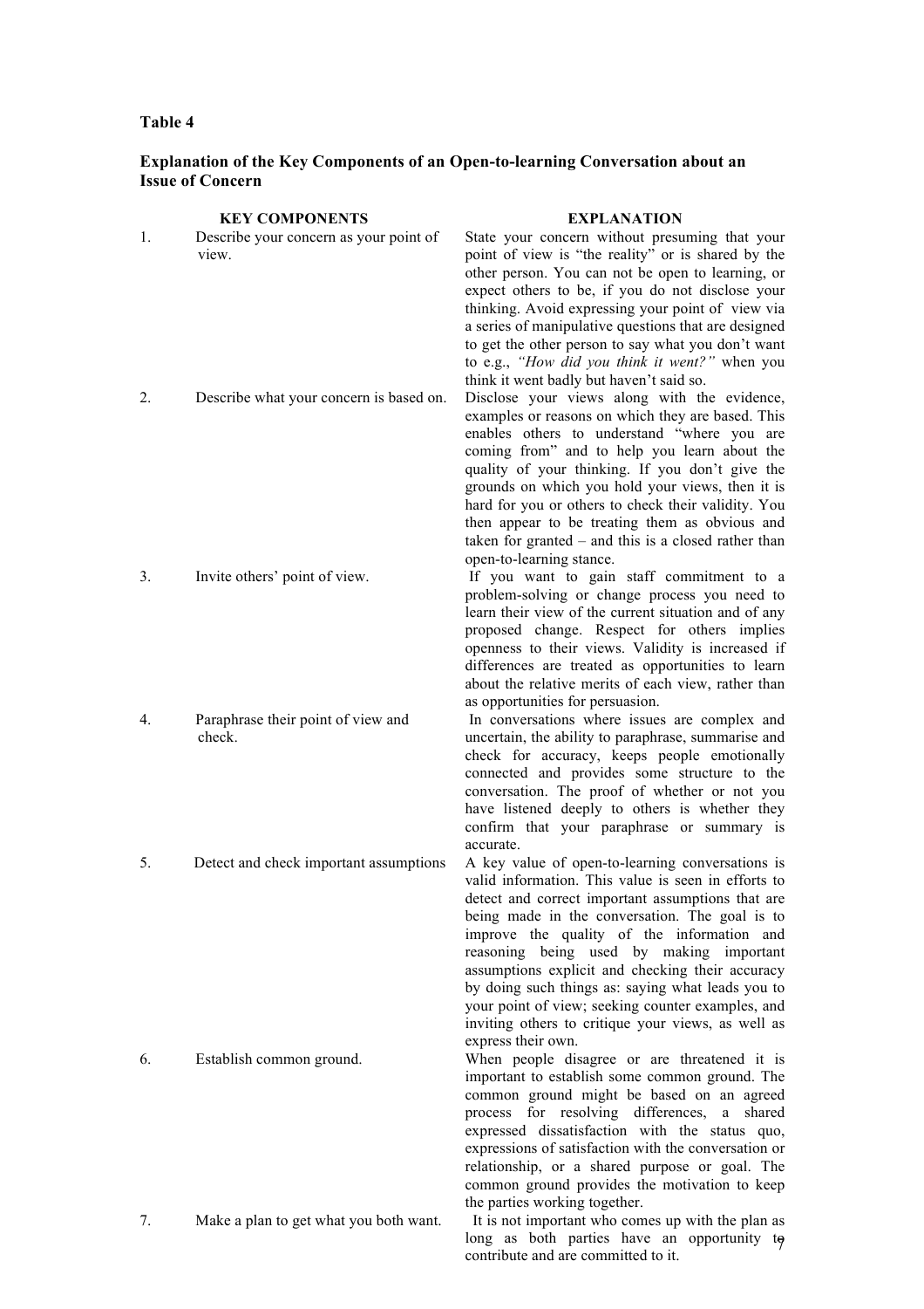**Table 4**

**Explanation of the Key Components of an Open-to-learning Conversation about an Issue of Concern**

| | KEY COMPONENTS | EXPLANATION |
|---|---|---|
| 1. | Describe your concern as your point of view. | State your concern without presuming that your point of view is "the reality" or is shared by the other person. You can not be open to learning, or expect others to be, if you do not disclose your thinking. Avoid expressing your point of view via a series of manipulative questions that are designed to get the other person to say what you don't want to e.g., *"How did you think it went?"* when you think it went badly but haven't said so. |
| 2. | Describe what your concern is based on. | Disclose your views along with the evidence, examples or reasons on which they are based. This enables others to understand "where you are coming from" and to help you learn about the quality of your thinking. If you don't give the grounds on which you hold your views, then it is hard for you or others to check their validity. You then appear to be treating them as obvious and taken for granted – and this is a closed rather than open-to-learning stance. |
| 3. | Invite others' point of view. | If you want to gain staff commitment to a problem-solving or change process you need to learn their view of the current situation and of any proposed change. Respect for others implies openness to their views. Validity is increased if differences are treated as opportunities to learn about the relative merits of each view, rather than as opportunities for persuasion. |
| 4. | Paraphrase their point of view and check. | In conversations where issues are complex and uncertain, the ability to paraphrase, summarise and check for accuracy, keeps people emotionally connected and provides some structure to the conversation. The proof of whether or not you have listened deeply to others is whether they confirm that your paraphrase or summary is accurate. |
| 5. | Detect and check important assumptions | A key value of open-to-learning conversations is valid information. This value is seen in efforts to detect and correct important assumptions that are being made in the conversation. The goal is to improve the quality of the information and reasoning being used by making important assumptions explicit and checking their accuracy by doing such things as: saying what leads you to your point of view; seeking counter examples, and inviting others to critique your views, as well as express their own. |
| 6. | Establish common ground. | When people disagree or are threatened it is important to establish some common ground. The common ground might be based on an agreed process for resolving differences, a shared expressed dissatisfaction with the status quo, expressions of satisfaction with the conversation or relationship, or a shared purpose or goal. The common ground provides the motivation to keep the parties working together. |
| 7. | Make a plan to get what you both want. | It is not important who comes up with the plan as long as both parties have an opportunity to contribute and are committed to it. |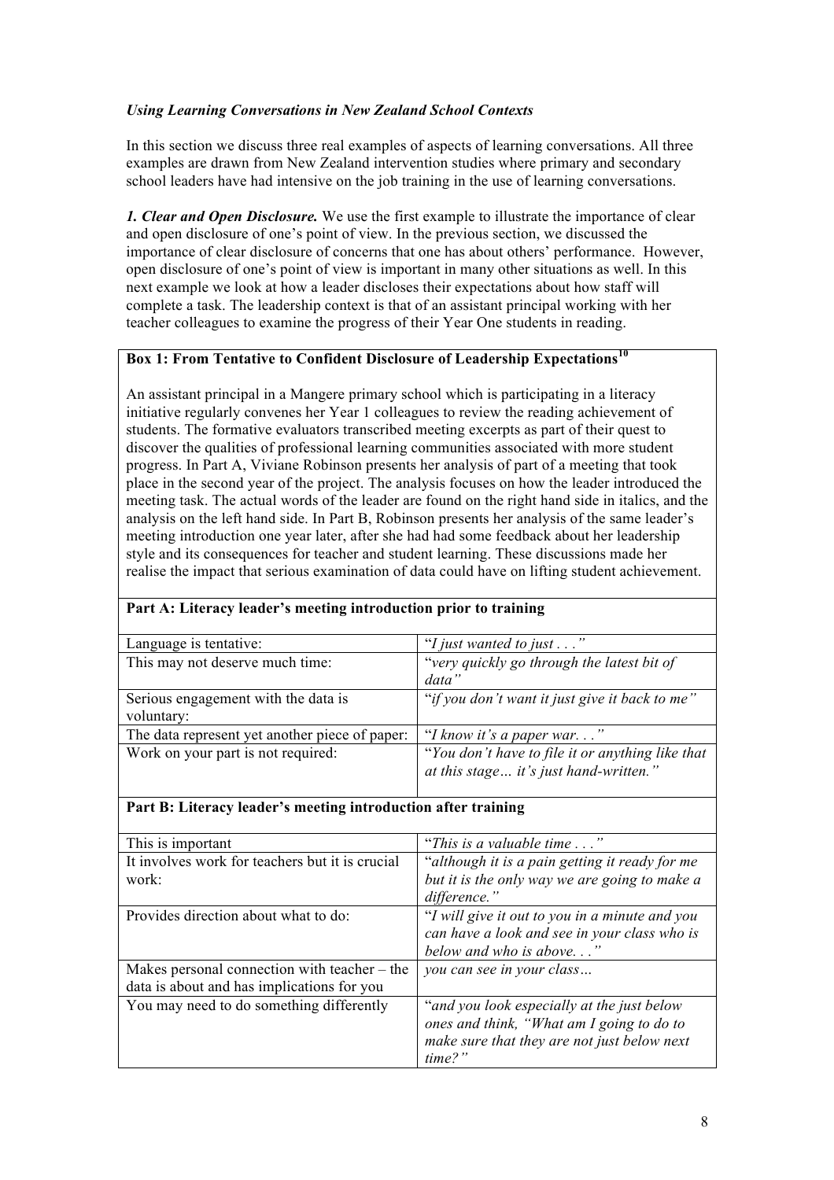### *Using Learning Conversations in New Zealand School Contexts*

In this section we discuss three real examples of aspects of learning conversations. All three examples are drawn from New Zealand intervention studies where primary and secondary school leaders have had intensive on the job training in the use of learning conversations.

***1. Clear and Open Disclosure.*** We use the first example to illustrate the importance of clear and open disclosure of one's point of view. In the previous section, we discussed the importance of clear disclosure of concerns that one has about others' performance. However, open disclosure of one's point of view is important in many other situations as well. In this next example we look at how a leader discloses their expectations about how staff will complete a task. The leadership context is that of an assistant principal working with her teacher colleagues to examine the progress of their Year One students in reading.

**Box 1: From Tentative to Confident Disclosure of Leadership Expectations[10]**

An assistant principal in a Mangere primary school which is participating in a literacy initiative regularly convenes her Year 1 colleagues to review the reading achievement of students. The formative evaluators transcribed meeting excerpts as part of their quest to discover the qualities of professional learning communities associated with more student progress. In Part A, Viviane Robinson presents her analysis of part of a meeting that took place in the second year of the project. The analysis focuses on how the leader introduced the meeting task. The actual words of the leader are found on the right hand side in italics, and the analysis on the left hand side. In Part B, Robinson presents her analysis of the same leader's meeting introduction one year later, after she had had some feedback about her leadership style and its consequences for teacher and student learning. These discussions made her realise the impact that serious examination of data could have on lifting student achievement.

**Part A: Literacy leader's meeting introduction prior to training**

| | |
|---|---|
| Language is tentative: | *"I just wanted to just . . ."* |
| This may not deserve much time: | *"very quickly go through the latest bit of data"* |
| Serious engagement with the data is voluntary: | *"if you don't want it just give it back to me"* |
| The data represent yet another piece of paper: | *"I know it's a paper war. . ."* |
| Work on your part is not required: | *"You don't have to file it or anything like that at this stage… it's just hand-written."* |

**Part B: Literacy leader's meeting introduction after training**

| | |
|---|---|
| This is important | *"This is a valuable time . . ."* |
| It involves work for teachers but it is crucial work: | *"although it is a pain getting it ready for me but it is the only way we are going to make a difference."* |
| Provides direction about what to do: | *"I will give it out to you in a minute and you can have a look and see in your class who is below and who is above. . ."* |
| Makes personal connection with teacher – the data is about and has implications for you | *you can see in your class…* |
| You may need to do something differently | *"and you look especially at the just below ones and think, "What am I going to do to make sure that they are not just below next time?"* |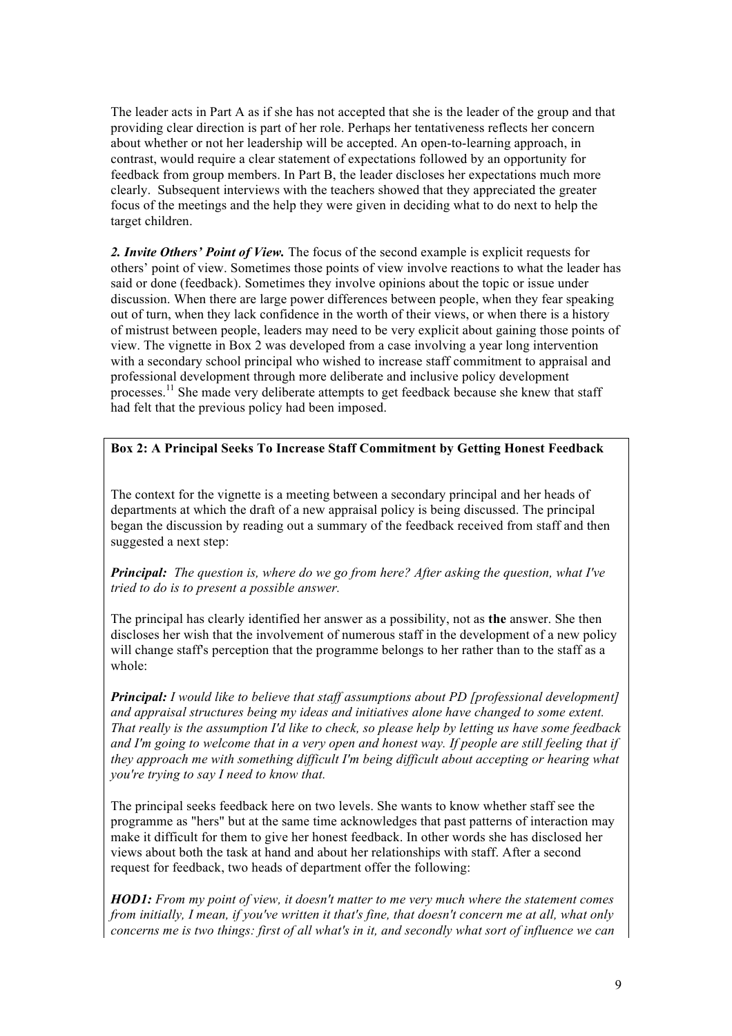The leader acts in Part A as if she has not accepted that she is the leader of the group and that providing clear direction is part of her role. Perhaps her tentativeness reflects her concern about whether or not her leadership will be accepted. An open-to-learning approach, in contrast, would require a clear statement of expectations followed by an opportunity for feedback from group members. In Part B, the leader discloses her expectations much more clearly. Subsequent interviews with the teachers showed that they appreciated the greater focus of the meetings and the help they were given in deciding what to do next to help the target children.

***2. Invite Others' Point of View.*** The focus of the second example is explicit requests for others' point of view. Sometimes those points of view involve reactions to what the leader has said or done (feedback). Sometimes they involve opinions about the topic or issue under discussion. When there are large power differences between people, when they fear speaking out of turn, when they lack confidence in the worth of their views, or when there is a history of mistrust between people, leaders may need to be very explicit about gaining those points of view. The vignette in Box 2 was developed from a case involving a year long intervention with a secondary school principal who wished to increase staff commitment to appraisal and professional development through more deliberate and inclusive policy development processes.[11] She made very deliberate attempts to get feedback because she knew that staff had felt that the previous policy had been imposed.

**Box 2: A Principal Seeks To Increase Staff Commitment by Getting Honest Feedback**

The context for the vignette is a meeting between a secondary principal and her heads of departments at which the draft of a new appraisal policy is being discussed. The principal began the discussion by reading out a summary of the feedback received from staff and then suggested a next step:

***Principal:*** *The question is, where do we go from here? After asking the question, what I've tried to do is to present a possible answer.*

The principal has clearly identified her answer as a possibility, not as **the** answer. She then discloses her wish that the involvement of numerous staff in the development of a new policy will change staff's perception that the programme belongs to her rather than to the staff as a whole:

***Principal:*** *I would like to believe that staff assumptions about PD [professional development] and appraisal structures being my ideas and initiatives alone have changed to some extent. That really is the assumption I'd like to check, so please help by letting us have some feedback and I'm going to welcome that in a very open and honest way. If people are still feeling that if they approach me with something difficult I'm being difficult about accepting or hearing what you're trying to say I need to know that.*

The principal seeks feedback here on two levels. She wants to know whether staff see the programme as "hers" but at the same time acknowledges that past patterns of interaction may make it difficult for them to give her honest feedback. In other words she has disclosed her views about both the task at hand and about her relationships with staff. After a second request for feedback, two heads of department offer the following:

***HOD1:*** *From my point of view, it doesn't matter to me very much where the statement comes from initially, I mean, if you've written it that's fine, that doesn't concern me at all, what only concerns me is two things: first of all what's in it, and secondly what sort of influence we can*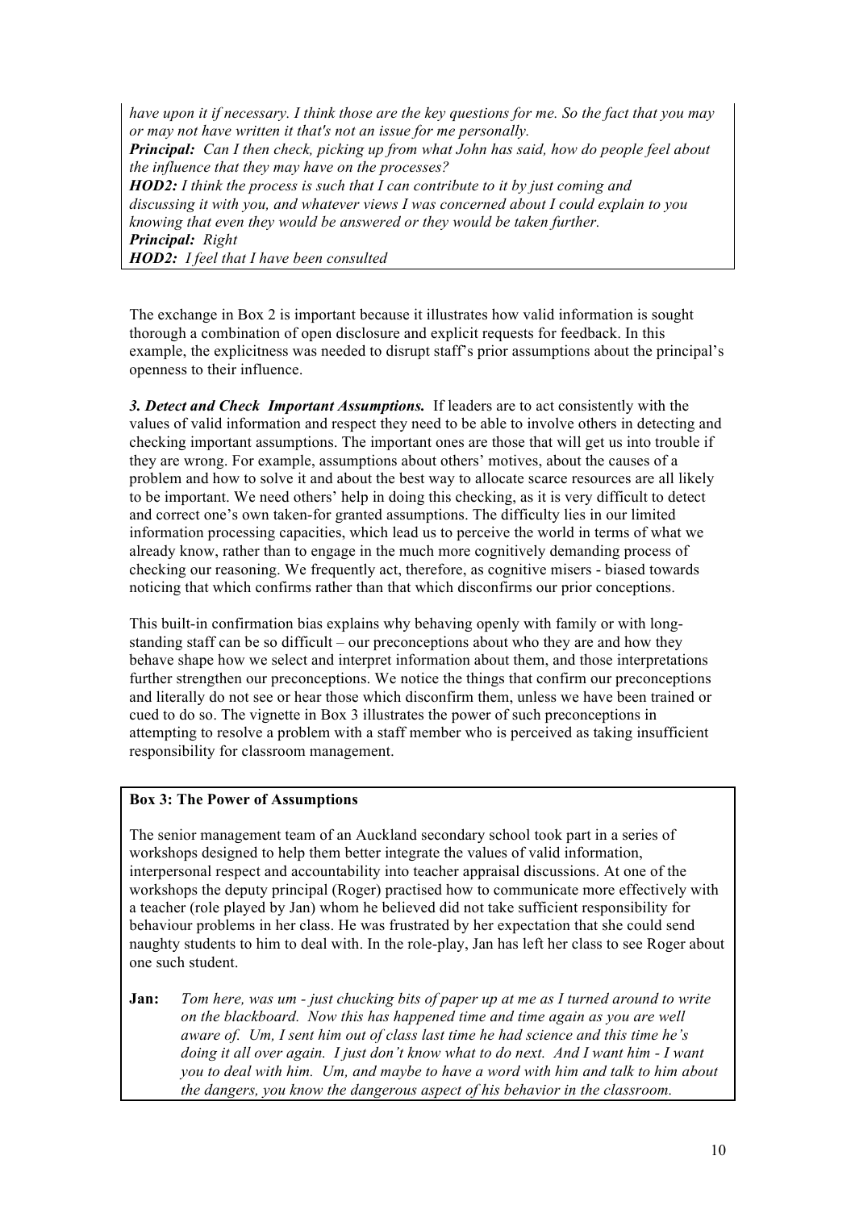*have upon it if necessary. I think those are the key questions for me. So the fact that you may or may not have written it that's not an issue for me personally.*
***Principal:*** *Can I then check, picking up from what John has said, how do people feel about the influence that they may have on the processes?*
***HOD2:*** *I think the process is such that I can contribute to it by just coming and discussing it with you, and whatever views I was concerned about I could explain to you knowing that even they would be answered or they would be taken further.*
***Principal:*** *Right*
***HOD2:*** *I feel that I have been consulted*

The exchange in Box 2 is important because it illustrates how valid information is sought thorough a combination of open disclosure and explicit requests for feedback. In this example, the explicitness was needed to disrupt staff's prior assumptions about the principal's openness to their influence.

***3. Detect and Check Important Assumptions.*** If leaders are to act consistently with the values of valid information and respect they need to be able to involve others in detecting and checking important assumptions. The important ones are those that will get us into trouble if they are wrong. For example, assumptions about others' motives, about the causes of a problem and how to solve it and about the best way to allocate scarce resources are all likely to be important. We need others' help in doing this checking, as it is very difficult to detect and correct one's own taken-for granted assumptions. The difficulty lies in our limited information processing capacities, which lead us to perceive the world in terms of what we already know, rather than to engage in the much more cognitively demanding process of checking our reasoning. We frequently act, therefore, as cognitive misers - biased towards noticing that which confirms rather than that which disconfirms our prior conceptions.

This built-in confirmation bias explains why behaving openly with family or with long-standing staff can be so difficult – our preconceptions about who they are and how they behave shape how we select and interpret information about them, and those interpretations further strengthen our preconceptions. We notice the things that confirm our preconceptions and literally do not see or hear those which disconfirm them, unless we have been trained or cued to do so. The vignette in Box 3 illustrates the power of such preconceptions in attempting to resolve a problem with a staff member who is perceived as taking insufficient responsibility for classroom management.

**Box 3: The Power of Assumptions**

The senior management team of an Auckland secondary school took part in a series of workshops designed to help them better integrate the values of valid information, interpersonal respect and accountability into teacher appraisal discussions. At one of the workshops the deputy principal (Roger) practised how to communicate more effectively with a teacher (role played by Jan) whom he believed did not take sufficient responsibility for behaviour problems in her class. He was frustrated by her expectation that she could send naughty students to him to deal with. In the role-play, Jan has left her class to see Roger about one such student.

**Jan:** *Tom here, was um - just chucking bits of paper up at me as I turned around to write on the blackboard. Now this has happened time and time again as you are well aware of. Um, I sent him out of class last time he had science and this time he's doing it all over again. I just don't know what to do next. And I want him - I want you to deal with him. Um, and maybe to have a word with him and talk to him about the dangers, you know the dangerous aspect of his behavior in the classroom.*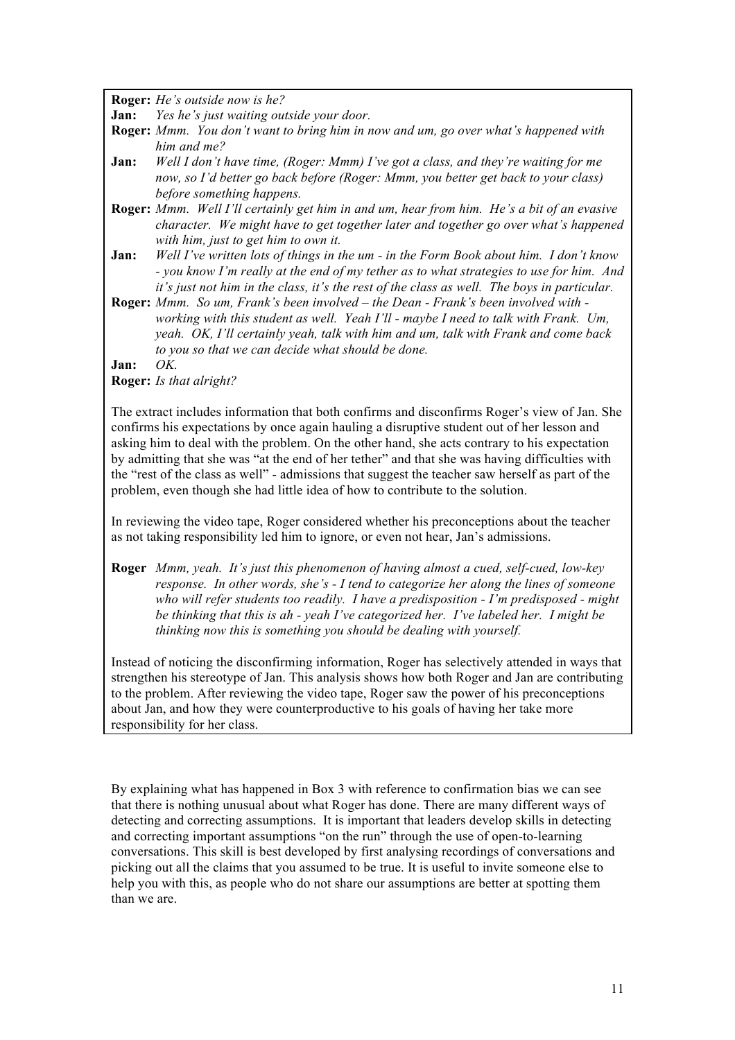**Roger:** *He's outside now is he?*

**Jan:** *Yes he's just waiting outside your door.*

**Roger:** *Mmm. You don't want to bring him in now and um, go over what's happened with him and me?*

**Jan:** *Well I don't have time, (Roger: Mmm) I've got a class, and they're waiting for me now, so I'd better go back before (Roger: Mmm, you better get back to your class) before something happens.*

**Roger:** *Mmm. Well I'll certainly get him in and um, hear from him. He's a bit of an evasive character. We might have to get together later and together go over what's happened with him, just to get him to own it.*

**Jan:** *Well I've written lots of things in the um - in the Form Book about him. I don't know - you know I'm really at the end of my tether as to what strategies to use for him. And it's just not him in the class, it's the rest of the class as well. The boys in particular.*

**Roger:** *Mmm. So um, Frank's been involved – the Dean - Frank's been involved with - working with this student as well. Yeah I'll - maybe I need to talk with Frank. Um, yeah. OK, I'll certainly yeah, talk with him and um, talk with Frank and come back to you so that we can decide what should be done.*

**Jan:** *OK.*

**Roger:** *Is that alright?*

The extract includes information that both confirms and disconfirms Roger's view of Jan. She confirms his expectations by once again hauling a disruptive student out of her lesson and asking him to deal with the problem. On the other hand, she acts contrary to his expectation by admitting that she was "at the end of her tether" and that she was having difficulties with the "rest of the class as well" - admissions that suggest the teacher saw herself as part of the problem, even though she had little idea of how to contribute to the solution.

In reviewing the video tape, Roger considered whether his preconceptions about the teacher as not taking responsibility led him to ignore, or even not hear, Jan's admissions.

**Roger** *Mmm, yeah. It's just this phenomenon of having almost a cued, self-cued, low-key response. In other words, she's - I tend to categorize her along the lines of someone who will refer students too readily. I have a predisposition - I'm predisposed - might be thinking that this is ah - yeah I've categorized her. I've labeled her. I might be thinking now this is something you should be dealing with yourself.*

Instead of noticing the disconfirming information, Roger has selectively attended in ways that strengthen his stereotype of Jan. This analysis shows how both Roger and Jan are contributing to the problem. After reviewing the video tape, Roger saw the power of his preconceptions about Jan, and how they were counterproductive to his goals of having her take more responsibility for her class.

By explaining what has happened in Box 3 with reference to confirmation bias we can see that there is nothing unusual about what Roger has done. There are many different ways of detecting and correcting assumptions. It is important that leaders develop skills in detecting and correcting important assumptions "on the run" through the use of open-to-learning conversations. This skill is best developed by first analysing recordings of conversations and picking out all the claims that you assumed to be true. It is useful to invite someone else to help you with this, as people who do not share our assumptions are better at spotting them than we are.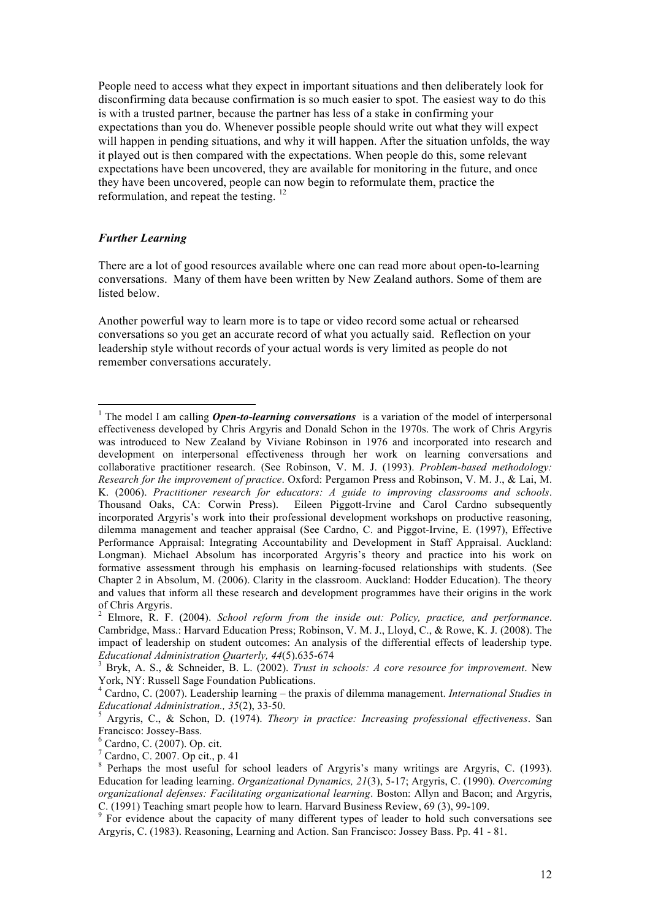People need to access what they expect in important situations and then deliberately look for disconfirming data because confirmation is so much easier to spot. The easiest way to do this is with a trusted partner, because the partner has less of a stake in confirming your expectations than you do. Whenever possible people should write out what they will expect will happen in pending situations, and why it will happen. After the situation unfolds, the way it played out is then compared with the expectations. When people do this, some relevant expectations have been uncovered, they are available for monitoring in the future, and once they have been uncovered, people can now begin to reformulate them, practice the reformulation, and repeat the testing. [12]

### *Further Learning*

There are a lot of good resources available where one can read more about open-to-learning conversations. Many of them have been written by New Zealand authors. Some of them are listed below.

Another powerful way to learn more is to tape or video record some actual or rehearsed conversations so you get an accurate record of what you actually said. Reflection on your leadership style without records of your actual words is very limited as people do not remember conversations accurately.

---

[1] The model I am calling ***Open-to-learning conversations*** is a variation of the model of interpersonal effectiveness developed by Chris Argyris and Donald Schon in the 1970s. The work of Chris Argyris was introduced to New Zealand by Viviane Robinson in 1976 and incorporated into research and development on interpersonal effectiveness through her work on learning conversations and collaborative practitioner research. (See Robinson, V. M. J. (1993). *Problem-based methodology: Research for the improvement of practice*. Oxford: Pergamon Press and Robinson, V. M. J., & Lai, M. K. (2006). *Practitioner research for educators: A guide to improving classrooms and schools*. Thousand Oaks, CA: Corwin Press). Eileen Piggott-Irvine and Carol Cardno subsequently incorporated Argyris's work into their professional development workshops on productive reasoning, dilemma management and teacher appraisal (See Cardno, C. and Piggot-Irvine, E. (1997), Effective Performance Appraisal: Integrating Accountability and Development in Staff Appraisal. Auckland: Longman). Michael Absolum has incorporated Argyris's theory and practice into his work on formative assessment through his emphasis on learning-focused relationships with students. (See Chapter 2 in Absolum, M. (2006). Clarity in the classroom. Auckland: Hodder Education). The theory and values that inform all these research and development programmes have their origins in the work of Chris Argyris.

[2] Elmore, R. F. (2004). *School reform from the inside out: Policy, practice, and performance*. Cambridge, Mass.: Harvard Education Press; Robinson, V. M. J., Lloyd, C., & Rowe, K. J. (2008). The impact of leadership on student outcomes: An analysis of the differential effects of leadership type. *Educational Administration Quarterly, 44*(5).635-674

[3] Bryk, A. S., & Schneider, B. L. (2002). *Trust in schools: A core resource for improvement*. New York, NY: Russell Sage Foundation Publications.

[4] Cardno, C. (2007). Leadership learning – the praxis of dilemma management. *International Studies in Educational Administration., 35*(2), 33-50.

[5] Argyris, C., & Schon, D. (1974). *Theory in practice: Increasing professional effectiveness*. San Francisco: Jossey-Bass.

[6] Cardno, C. (2007). Op. cit.

[7] Cardno, C. 2007. Op cit., p. 41

[8] Perhaps the most useful for school leaders of Argyris's many writings are Argyris, C. (1993). Education for leading learning. *Organizational Dynamics, 21*(3), 5-17; Argyris, C. (1990). *Overcoming organizational defenses: Facilitating organizational learning*. Boston: Allyn and Bacon; and Argyris, C. (1991) Teaching smart people how to learn. Harvard Business Review, 69 (3), 99-109.

[9] For evidence about the capacity of many different types of leader to hold such conversations see Argyris, C. (1983). Reasoning, Learning and Action. San Francisco: Jossey Bass. Pp. 41 - 81.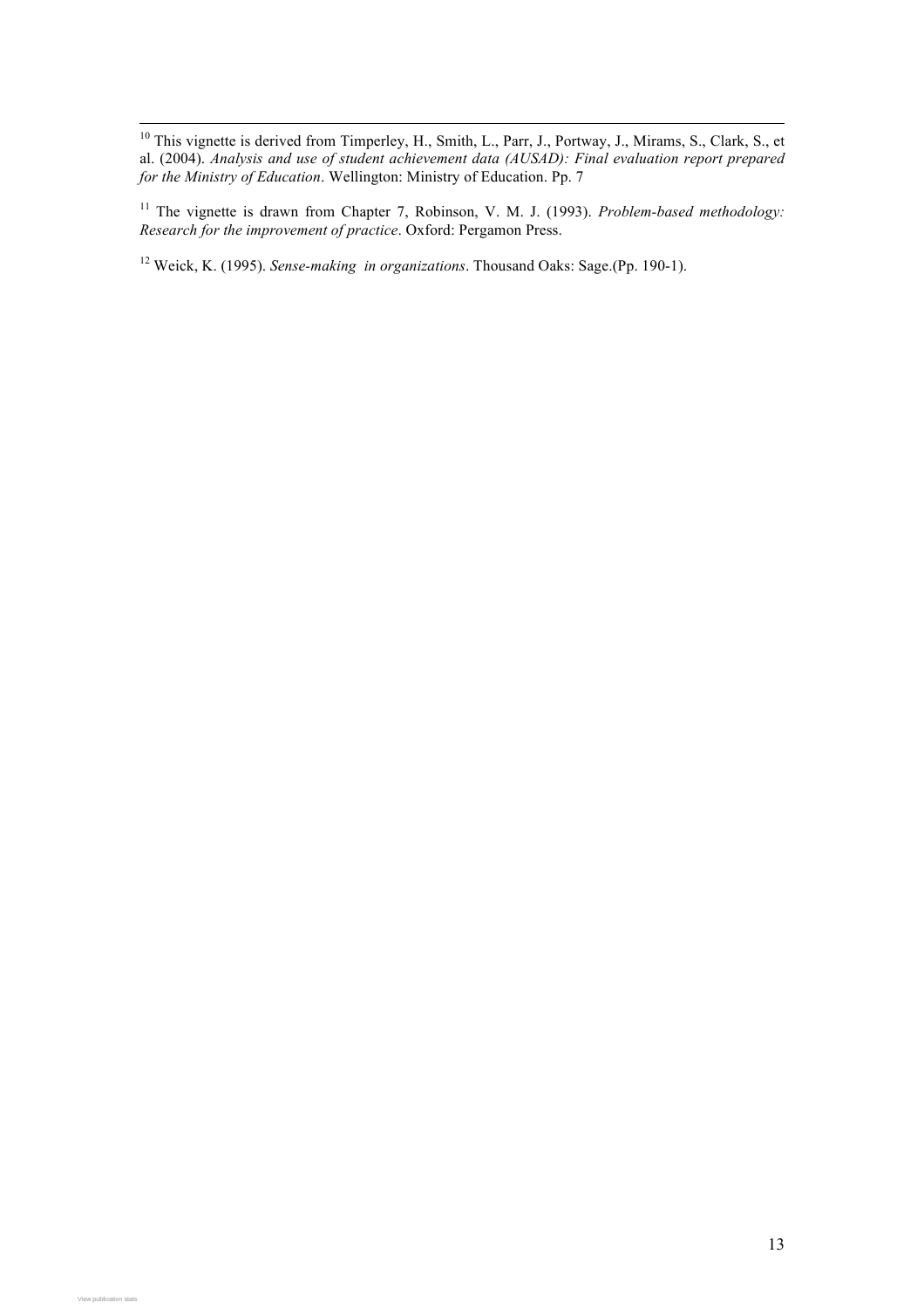[10] This vignette is derived from Timperley, H., Smith, L., Parr, J., Portway, J., Mirams, S., Clark, S., et al. (2004). *Analysis and use of student achievement data (AUSAD): Final evaluation report prepared for the Ministry of Education*. Wellington: Ministry of Education. Pp. 7

[11] The vignette is drawn from Chapter 7, Robinson, V. M. J. (1993). *Problem-based methodology: Research for the improvement of practice*. Oxford: Pergamon Press.

[12] Weick, K. (1995). *Sense-making in organizations*. Thousand Oaks: Sage.(Pp. 190-1).